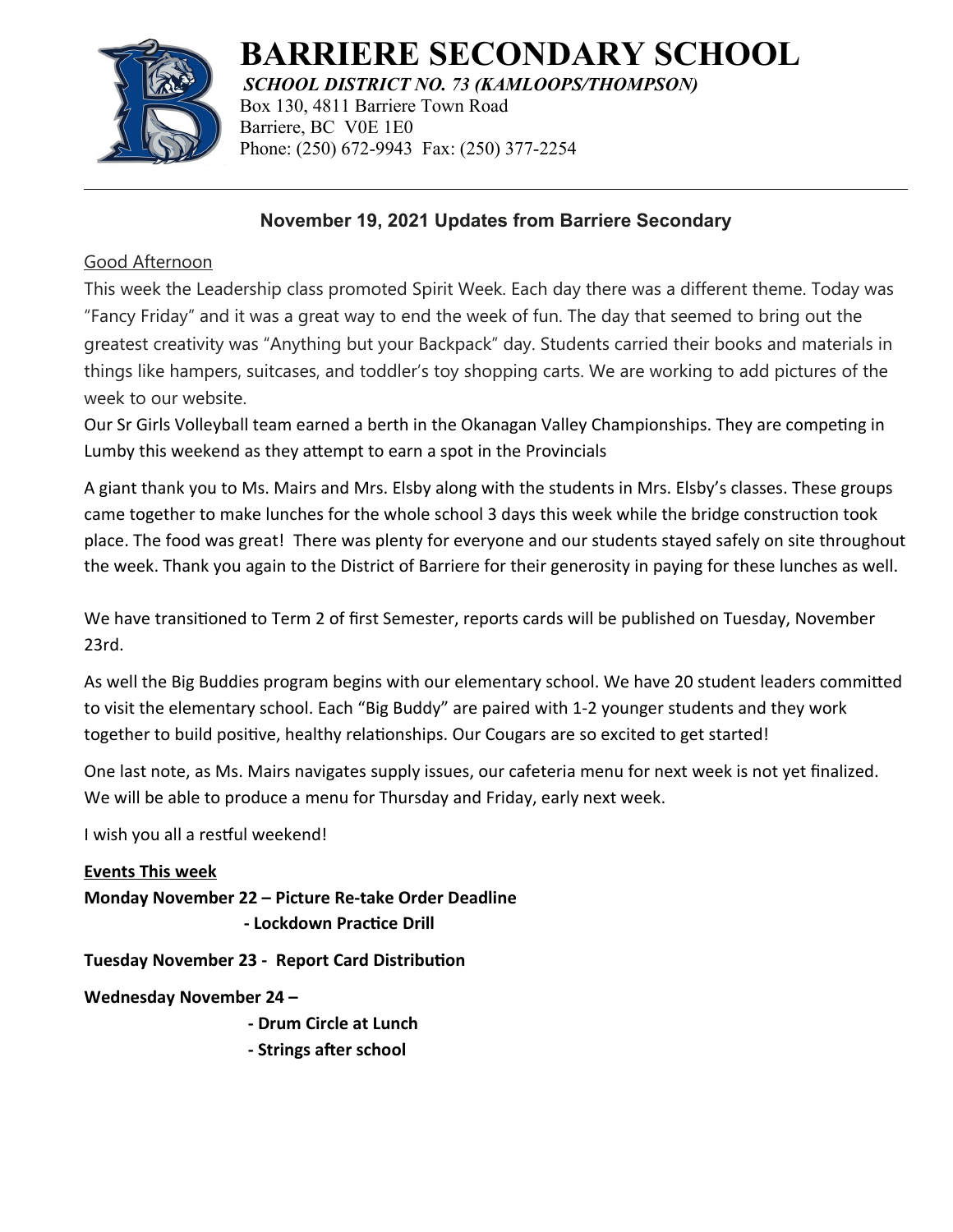# BARRIERE SECONDARY SCHOOL

***SCHOOL DISTRICT NO. 73 (KAMLOOPS/THOMPSON)***

Box 130, 4811 Barriere Town Road
Barriere, BC V0E 1E0
Phone: (250) 672-9943 Fax: (250) 377-2254

---

## November 19, 2021 Updates from Barriere Secondary

Good Afternoon

This week the Leadership class promoted Spirit Week. Each day there was a different theme. Today was "Fancy Friday" and it was a great way to end the week of fun. The day that seemed to bring out the greatest creativity was "Anything but your Backpack" day. Students carried their books and materials in things like hampers, suitcases, and toddler's toy shopping carts. We are working to add pictures of the week to our website.

Our Sr Girls Volleyball team earned a berth in the Okanagan Valley Championships. They are competing in Lumby this weekend as they attempt to earn a spot in the Provincials

A giant thank you to Ms. Mairs and Mrs. Elsby along with the students in Mrs. Elsby's classes. These groups came together to make lunches for the whole school 3 days this week while the bridge construction took place. The food was great! There was plenty for everyone and our students stayed safely on site throughout the week. Thank you again to the District of Barriere for their generosity in paying for these lunches as well.

We have transitioned to Term 2 of first Semester, reports cards will be published on Tuesday, November 23rd.

As well the Big Buddies program begins with our elementary school. We have 20 student leaders committed to visit the elementary school. Each "Big Buddy" are paired with 1-2 younger students and they work together to build positive, healthy relationships. Our Cougars are so excited to get started!

One last note, as Ms. Mairs navigates supply issues, our cafeteria menu for next week is not yet finalized. We will be able to produce a menu for Thursday and Friday, early next week.

I wish you all a restful weekend!

**Events This week**

**Monday November 22 – Picture Re-take Order Deadline**
**- Lockdown Practice Drill**

**Tuesday November 23 - Report Card Distribution**

**Wednesday November 24 –**
**- Drum Circle at Lunch**
**- Strings after school**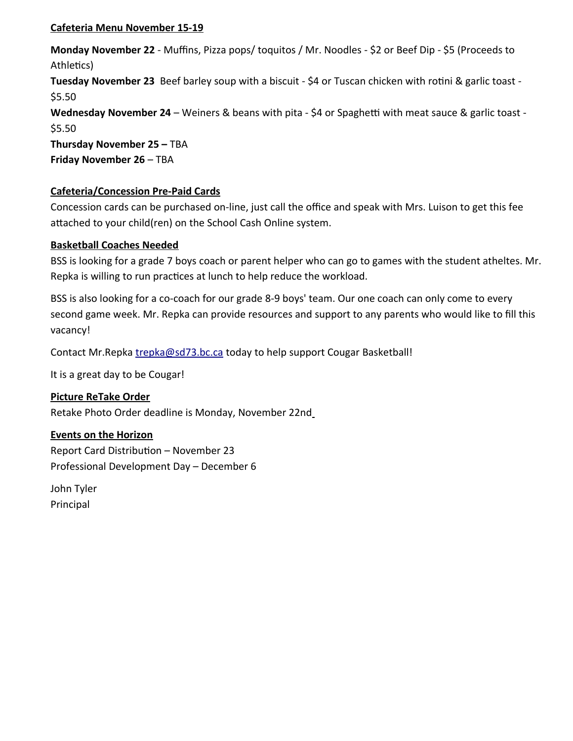**Cafeteria Menu November 15-19**

**Monday November 22** - Muffins, Pizza pops/ toquitos / Mr. Noodles - $2 or Beef Dip - $5 (Proceeds to Athletics)

**Tuesday November 23** Beef barley soup with a biscuit - $4 or Tuscan chicken with rotini & garlic toast - $5.50

**Wednesday November 24** – Weiners & beans with pita - $4 or Spaghetti with meat sauce & garlic toast - $5.50

**Thursday November 25 –** TBA

**Friday November 26** – TBA

**Cafeteria/Concession Pre-Paid Cards**

Concession cards can be purchased on-line, just call the office and speak with Mrs. Luison to get this fee attached to your child(ren) on the School Cash Online system.

**Basketball Coaches Needed**

BSS is looking for a grade 7 boys coach or parent helper who can go to games with the student atheltes. Mr. Repka is willing to run practices at lunch to help reduce the workload.

BSS is also looking for a co-coach for our grade 8-9 boys' team. Our one coach can only come to every second game week. Mr. Repka can provide resources and support to any parents who would like to fill this vacancy!

Contact Mr.Repka trepka@sd73.bc.ca today to help support Cougar Basketball!

It is a great day to be Cougar!

**Picture ReTake Order**

Retake Photo Order deadline is Monday, November 22nd

**Events on the Horizon**

Report Card Distribution – November 23

Professional Development Day – December 6

John Tyler

Principal